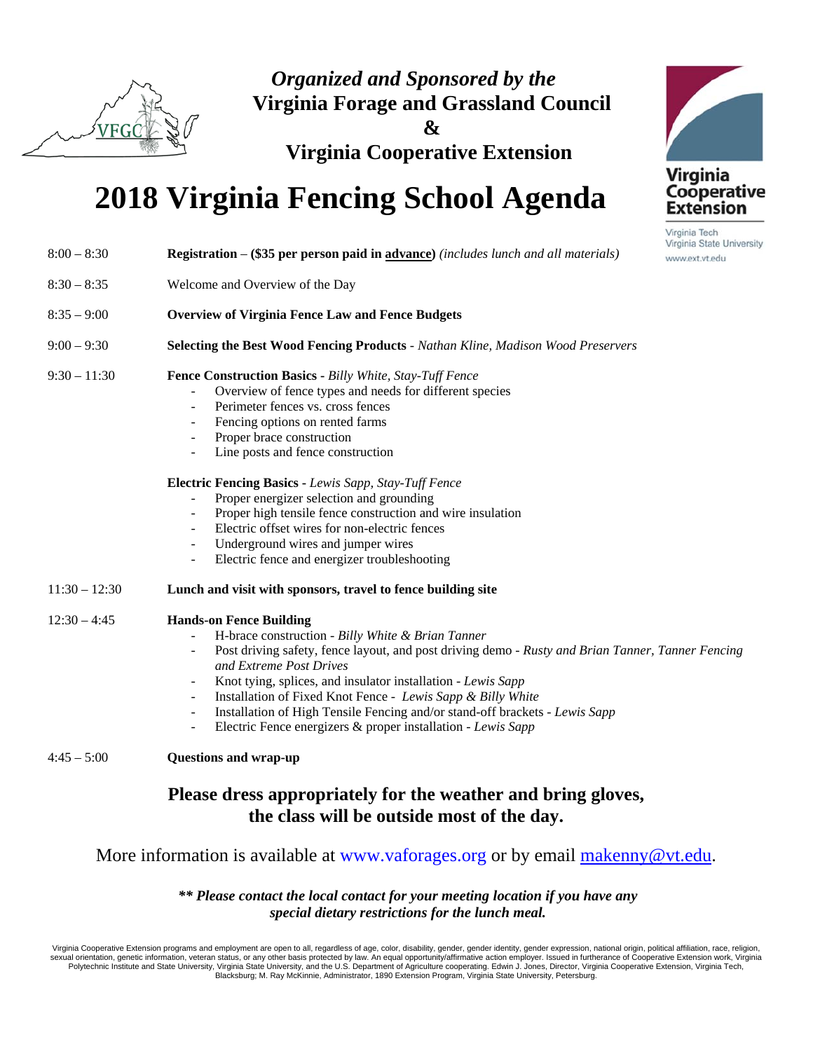*Organized and Sponsored by the*
**Virginia Forage and Grassland Council**
**&**
**Virginia Cooperative Extension**

Virginia Cooperative Extension
Virginia Tech
Virginia State University
www.ext.vt.edu

# 2018 Virginia Fencing School Agenda

8:00 – 8:30 **Registration – ($35 per person paid in advance)** *(includes lunch and all materials)*

8:30 – 8:35 Welcome and Overview of the Day

8:35 – 9:00 **Overview of Virginia Fence Law and Fence Budgets**

9:00 – 9:30 **Selecting the Best Wood Fencing Products** - *Nathan Kline, Madison Wood Preservers*

9:30 – 11:30 **Fence Construction Basics** - *Billy White, Stay-Tuff Fence*

- Overview of fence types and needs for different species
- Perimeter fences vs. cross fences
- Fencing options on rented farms
- Proper brace construction
- Line posts and fence construction

**Electric Fencing Basics** - *Lewis Sapp, Stay-Tuff Fence*

- Proper energizer selection and grounding
- Proper high tensile fence construction and wire insulation
- Electric offset wires for non-electric fences
- Underground wires and jumper wires
- Electric fence and energizer troubleshooting

11:30 – 12:30 **Lunch and visit with sponsors, travel to fence building site**

12:30 – 4:45 **Hands-on Fence Building**

- H-brace construction - *Billy White & Brian Tanner*
- Post driving safety, fence layout, and post driving demo - *Rusty and Brian Tanner, Tanner Fencing and Extreme Post Drives*
- Knot tying, splices, and insulator installation - *Lewis Sapp*
- Installation of Fixed Knot Fence - *Lewis Sapp & Billy White*
- Installation of High Tensile Fencing and/or stand-off brackets - *Lewis Sapp*
- Electric Fence energizers & proper installation - *Lewis Sapp*

4:45 – 5:00 **Questions and wrap-up**

**Please dress appropriately for the weather and bring gloves, the class will be outside most of the day.**

More information is available at www.vaforages.org or by email makenny@vt.edu.

***\*\* Please contact the local contact for your meeting location if you have any special dietary restrictions for the lunch meal.***

Virginia Cooperative Extension programs and employment are open to all, regardless of age, color, disability, gender, gender identity, gender expression, national origin, political affiliation, race, religion, sexual orientation, genetic information, veteran status, or any other basis protected by law. An equal opportunity/affirmative action employer. Issued in furtherance of Cooperative Extension work, Virginia Polytechnic Institute and State University, Virginia State University, and the U.S. Department of Agriculture cooperating. Edwin J. Jones, Director, Virginia Cooperative Extension, Virginia Tech, Blacksburg; M. Ray McKinnie, Administrator, 1890 Extension Program, Virginia State University, Petersburg.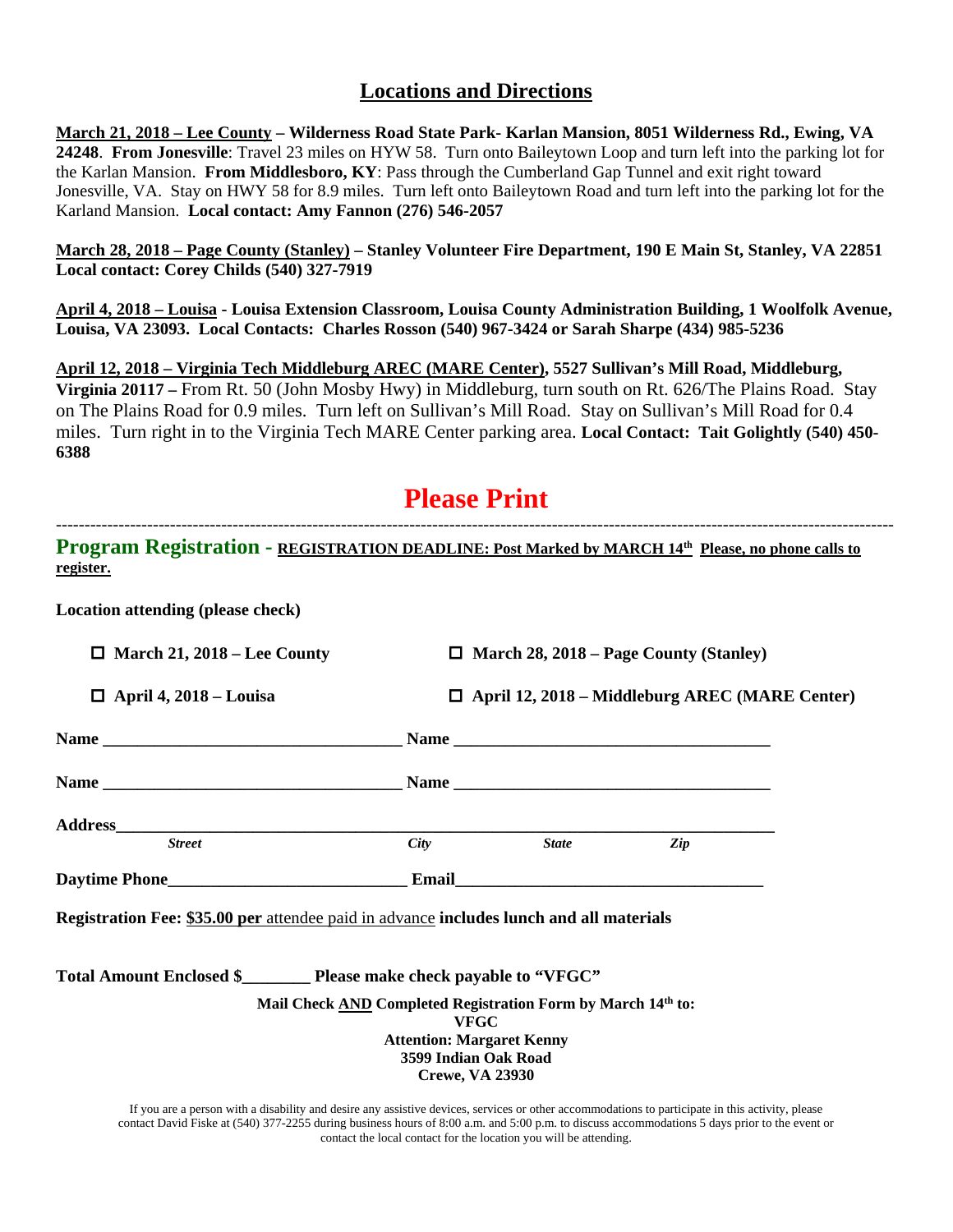## Locations and Directions

**March 21, 2018 – Lee County – Wilderness Road State Park- Karlan Mansion, 8051 Wilderness Rd., Ewing, VA 24248**. **From Jonesville**: Travel 23 miles on HYW 58. Turn onto Baileytown Loop and turn left into the parking lot for the Karlan Mansion. **From Middlesboro, KY**: Pass through the Cumberland Gap Tunnel and exit right toward Jonesville, VA. Stay on HWY 58 for 8.9 miles. Turn left onto Baileytown Road and turn left into the parking lot for the Karland Mansion. **Local contact: Amy Fannon (276) 546-2057**

**March 28, 2018 – Page County (Stanley) – Stanley Volunteer Fire Department, 190 E Main St, Stanley, VA 22851 Local contact: Corey Childs (540) 327-7919**

**April 4, 2018 – Louisa - Louisa Extension Classroom, Louisa County Administration Building, 1 Woolfolk Avenue, Louisa, VA 23093. Local Contacts: Charles Rosson (540) 967-3424 or Sarah Sharpe (434) 985-5236**

**April 12, 2018 – Virginia Tech Middleburg AREC (MARE Center), 5527 Sullivan's Mill Road, Middleburg, Virginia 20117 –** From Rt. 50 (John Mosby Hwy) in Middleburg, turn south on Rt. 626/The Plains Road. Stay on The Plains Road for 0.9 miles. Turn left on Sullivan's Mill Road. Stay on Sullivan's Mill Road for 0.4 miles. Turn right in to the Virginia Tech MARE Center parking area. **Local Contact: Tait Golightly (540) 450-6388**

# Please Print

---

**Program Registration - REGISTRATION DEADLINE: Post Marked by MARCH 14th Please, no phone calls to register.**

**Location attending (please check)**

- ☐ **March 21, 2018 – Lee County**
- ☐ **March 28, 2018 – Page County (Stanley)**
- ☐ **April 4, 2018 – Louisa**
- ☐ **April 12, 2018 – Middleburg AREC (MARE Center)**

**Name** ______________________________ **Name** ______________________________

**Name** ______________________________ **Name** ______________________________

**Address**____________________________________________________________________
*Street* *City* *State* *Zip*

**Daytime Phone**________________________ **Email**______________________________

**Registration Fee: $35.00 per attendee paid in advance includes lunch and all materials**

**Total Amount Enclosed $\_\_\_\_\_\_\_\_ Please make check payable to "VFGC"**

**Mail Check AND Completed Registration Form by March 14th to:**
**VFGC**
**Attention: Margaret Kenny**
**3599 Indian Oak Road**
**Crewe, VA 23930**

If you are a person with a disability and desire any assistive devices, services or other accommodations to participate in this activity, please contact David Fiske at (540) 377-2255 during business hours of 8:00 a.m. and 5:00 p.m. to discuss accommodations 5 days prior to the event or contact the local contact for the location you will be attending.